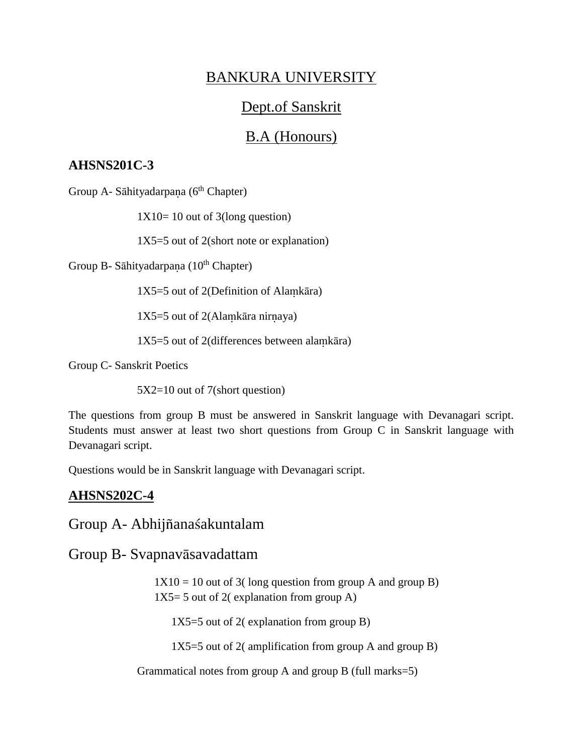# BANKURA UNIVERSITY

## Dept.of Sanskrit

## B.A (Honours)

### AHSNS201C-3

Group A- Sāhityadarpaṇa (6th Chapter)

1X10= 10 out of 3(long question)

1X5=5 out of 2(short note or explanation)

Group B- Sāhityadarpaṇa (10th Chapter)

1X5=5 out of 2(Definition of Alaṃkāra)

1X5=5 out of 2(Alaṃkāra nirṇaya)

1X5=5 out of 2(differences between alaṃkāra)

Group C- Sanskrit Poetics

5X2=10 out of 7(short question)

The questions from group B must be answered in Sanskrit language with Devanagari script. Students must answer at least two short questions from Group C in Sanskrit language with Devanagari script.

Questions would be in Sanskrit language with Devanagari script.

### AHSNS202C-4

Group A- Abhijñanaśakuntalam

Group B- Svapnavāsavadattam

1X10 = 10 out of 3( long question from group A and group B)
1X5= 5 out of 2( explanation from group A)

1X5=5 out of 2( explanation from group B)

1X5=5 out of 2( amplification from group A and group B)

Grammatical notes from group A and group B (full marks=5)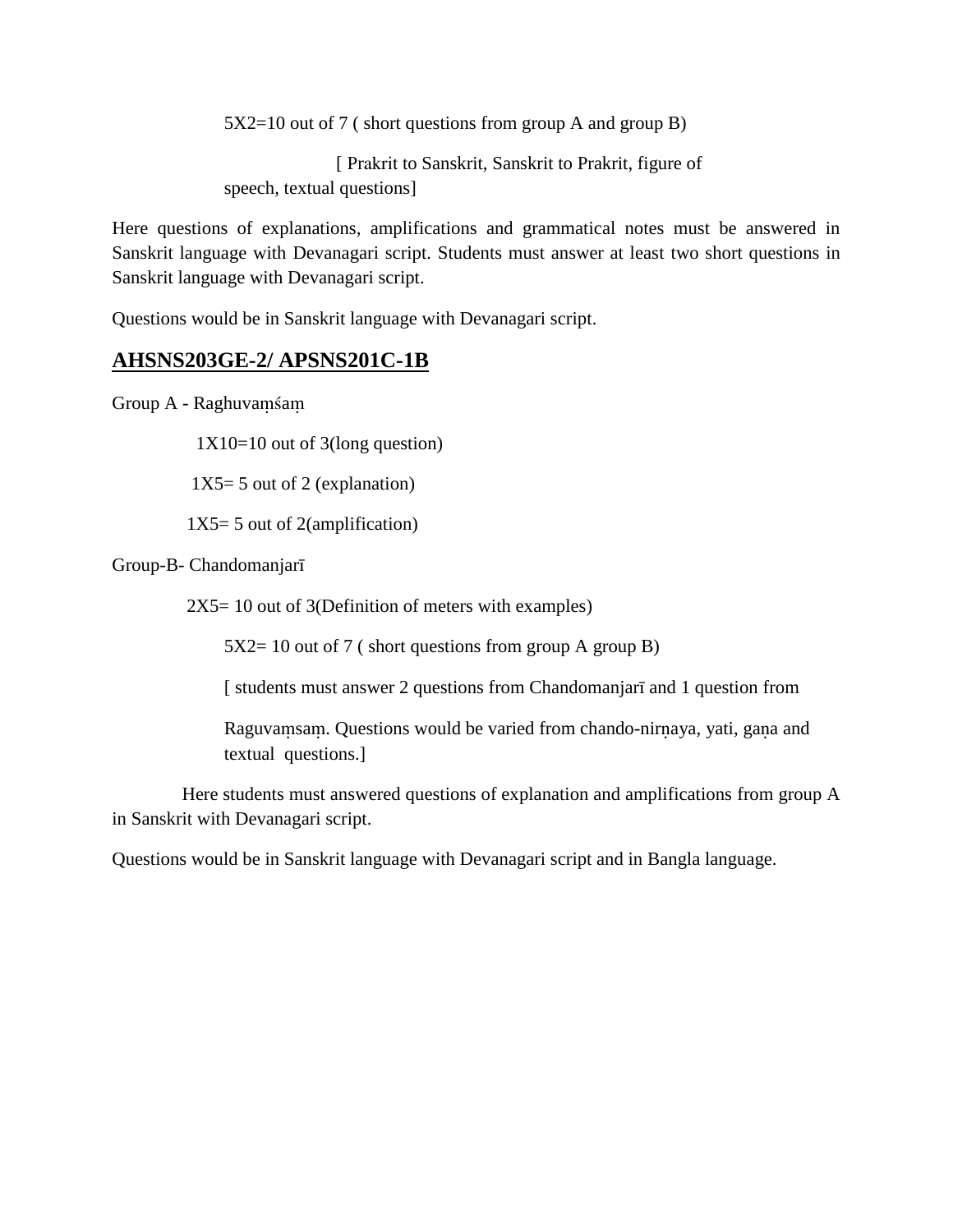5X2=10 out of 7 ( short questions from group A and group B)

[ Prakrit to Sanskrit, Sanskrit to Prakrit, figure of speech, textual questions]

Here questions of explanations, amplifications and grammatical notes must be answered in Sanskrit language with Devanagari script. Students must answer at least two short questions in Sanskrit language with Devanagari script.

Questions would be in Sanskrit language with Devanagari script.

## **AHSNS203GE-2/ APSNS201C-1B**

Group A - Raghuvaṃśaṃ

1X10=10 out of 3(long question)

1X5= 5 out of 2 (explanation)

1X5= 5 out of 2(amplification)

Group-B- Chandomanjarī

2X5= 10 out of 3(Definition of meters with examples)

5X2= 10 out of 7 ( short questions from group A group B)

[ students must answer 2 questions from Chandomanjarī and 1 question from Raguvaṃsaṃ. Questions would be varied from chando-nirṇaya, yati, gaṇa and textual questions.]

Here students must answered questions of explanation and amplifications from group A in Sanskrit with Devanagari script.

Questions would be in Sanskrit language with Devanagari script and in Bangla language.